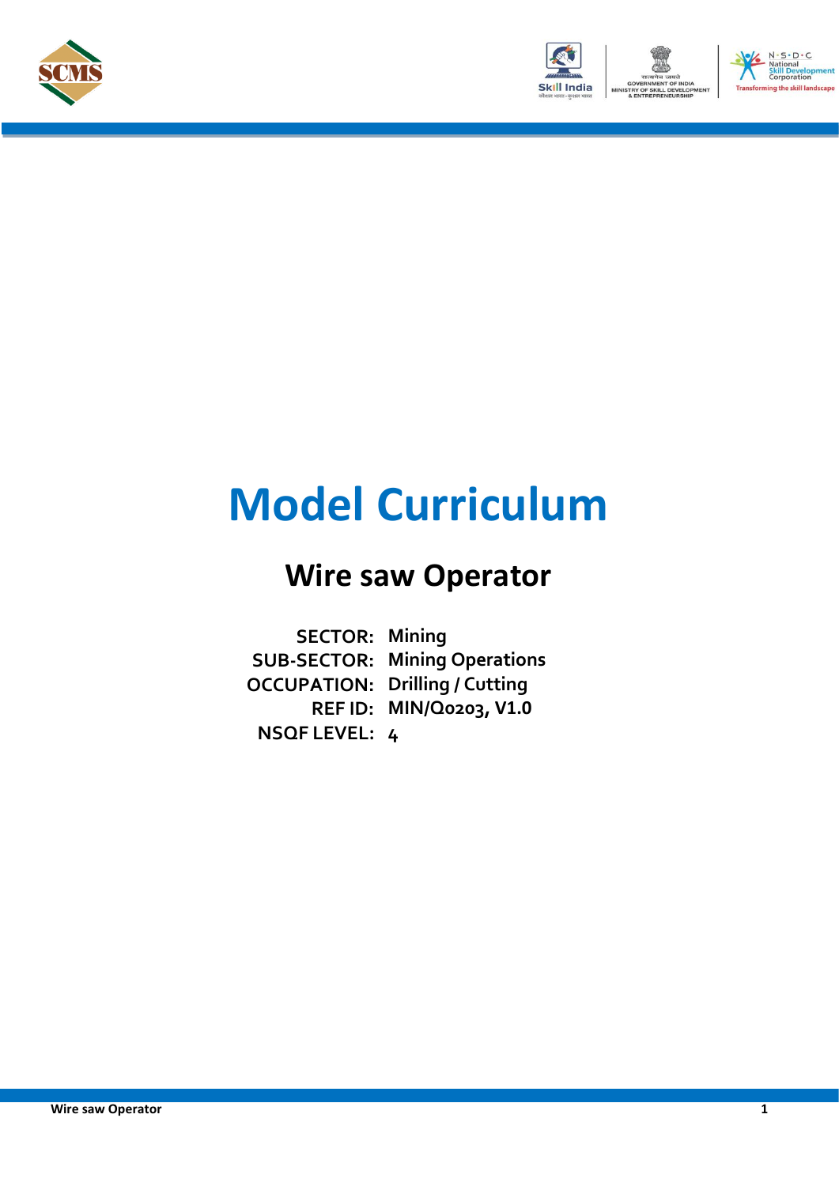# Model Curriculum

## Wire saw Operator

**SECTOR:** Mining
**SUB-SECTOR:** Mining Operations
**OCCUPATION:** Drilling / Cutting
**REF ID:** MIN/Q0203, V1.0
**NSQF LEVEL:** 4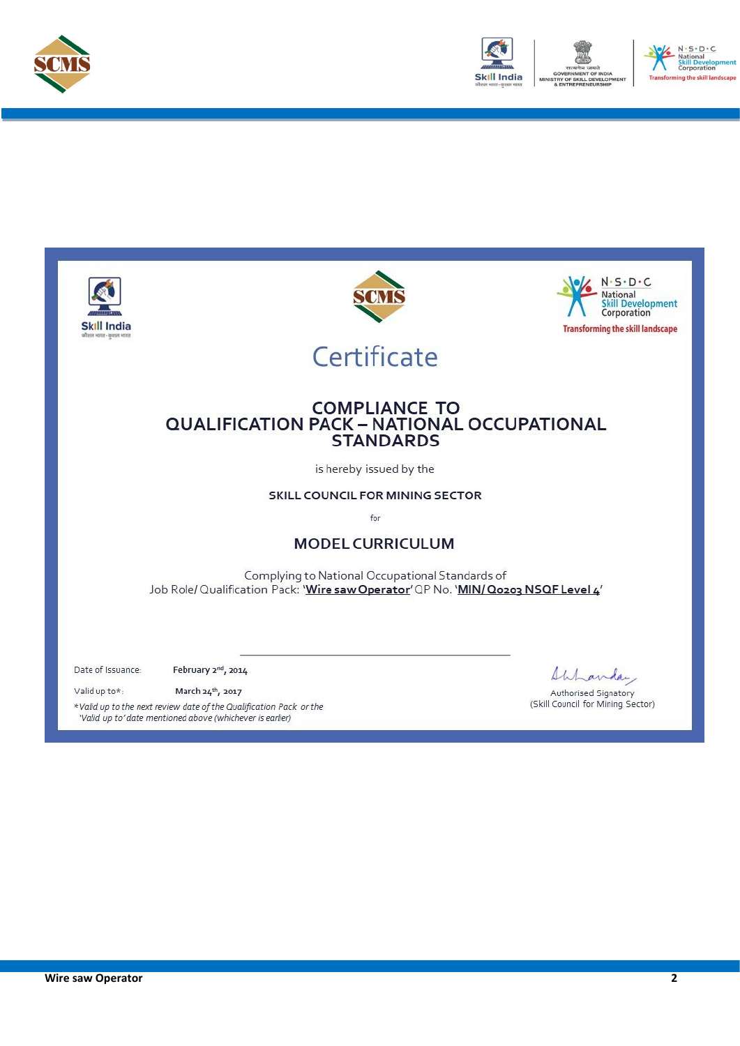# Certificate

## COMPLIANCE TO QUALIFICATION PACK – NATIONAL OCCUPATIONAL STANDARDS

is hereby issued by the

**SKILL COUNCIL FOR MINING SECTOR**

for

**MODEL CURRICULUM**

Complying to National Occupational Standards of
Job Role/ Qualification Pack: '**Wire saw Operator**' QP No. '**MIN/ Q0203 NSQF Level 4**'

Date of Issuance: **February 2nd, 2014**

Valid up to*: **March 24th, 2017**

*\*Valid up to the next review date of the Qualification Pack or the 'Valid up to' date mentioned above (whichever is earlier)*

Authorised Signatory
(Skill Council for Mining Sector)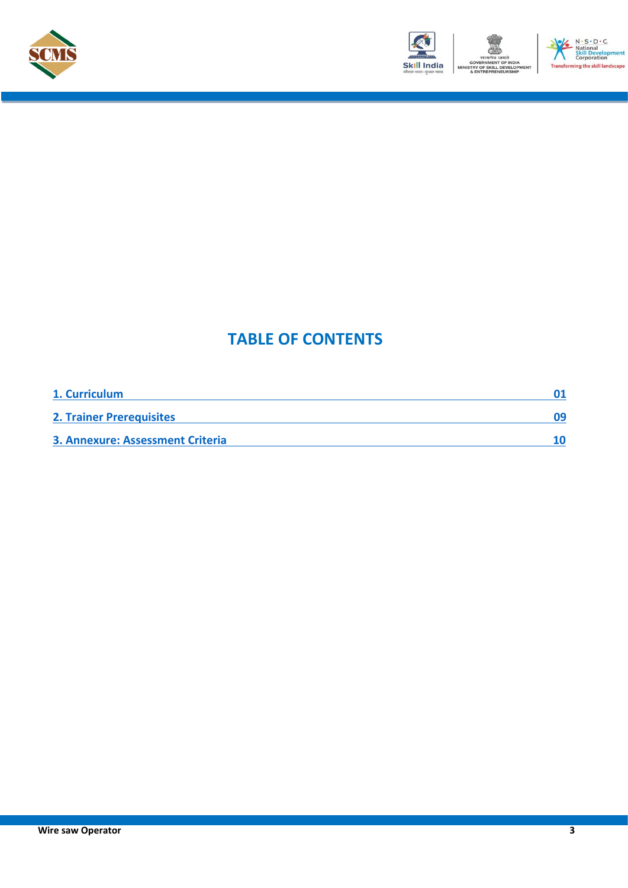# TABLE OF CONTENTS

| | |
|---|---|
| **1. Curriculum** | **01** |
| **2. Trainer Prerequisites** | **09** |
| **3. Annexure: Assessment Criteria** | **10** |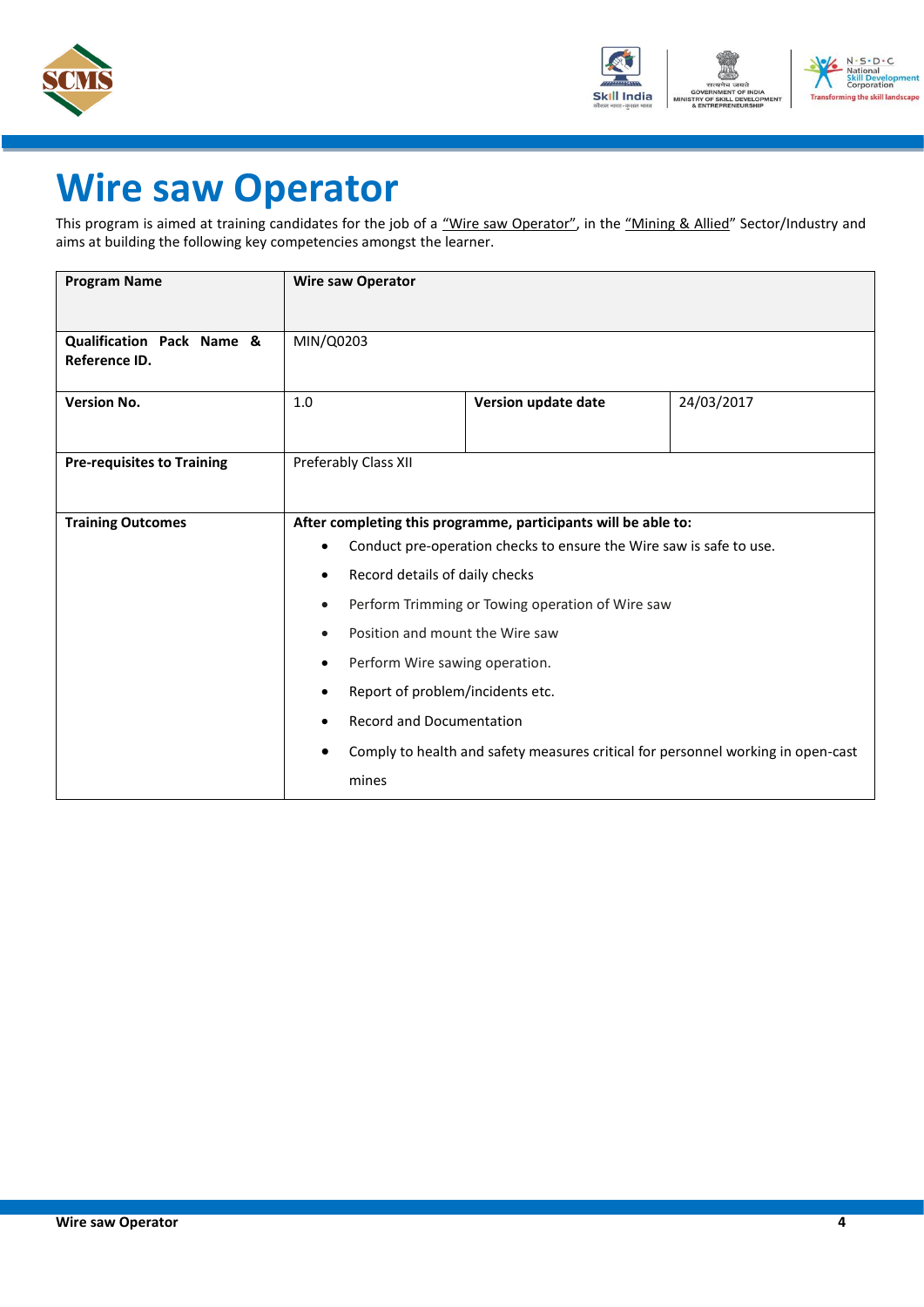# Wire saw Operator

This program is aimed at training candidates for the job of a "Wire saw Operator", in the "Mining & Allied" Sector/Industry and aims at building the following key competencies amongst the learner.

| **Program Name** | **Wire saw Operator** | | |
|---|---|---|---|
| **Qualification Pack Name & Reference ID.** | MIN/Q0203 | | |
| **Version No.** | 1.0 | **Version update date** | 24/03/2017 |
| **Pre-requisites to Training** | Preferably Class XII | | |
| **Training Outcomes** | **After completing this programme, participants will be able to:**<br>• Conduct pre-operation checks to ensure the Wire saw is safe to use.<br>• Record details of daily checks<br>• Perform Trimming or Towing operation of Wire saw<br>• Position and mount the Wire saw<br>• Perform Wire sawing operation.<br>• Report of problem/incidents etc.<br>• Record and Documentation<br>• Comply to health and safety measures critical for personnel working in open-cast mines | | |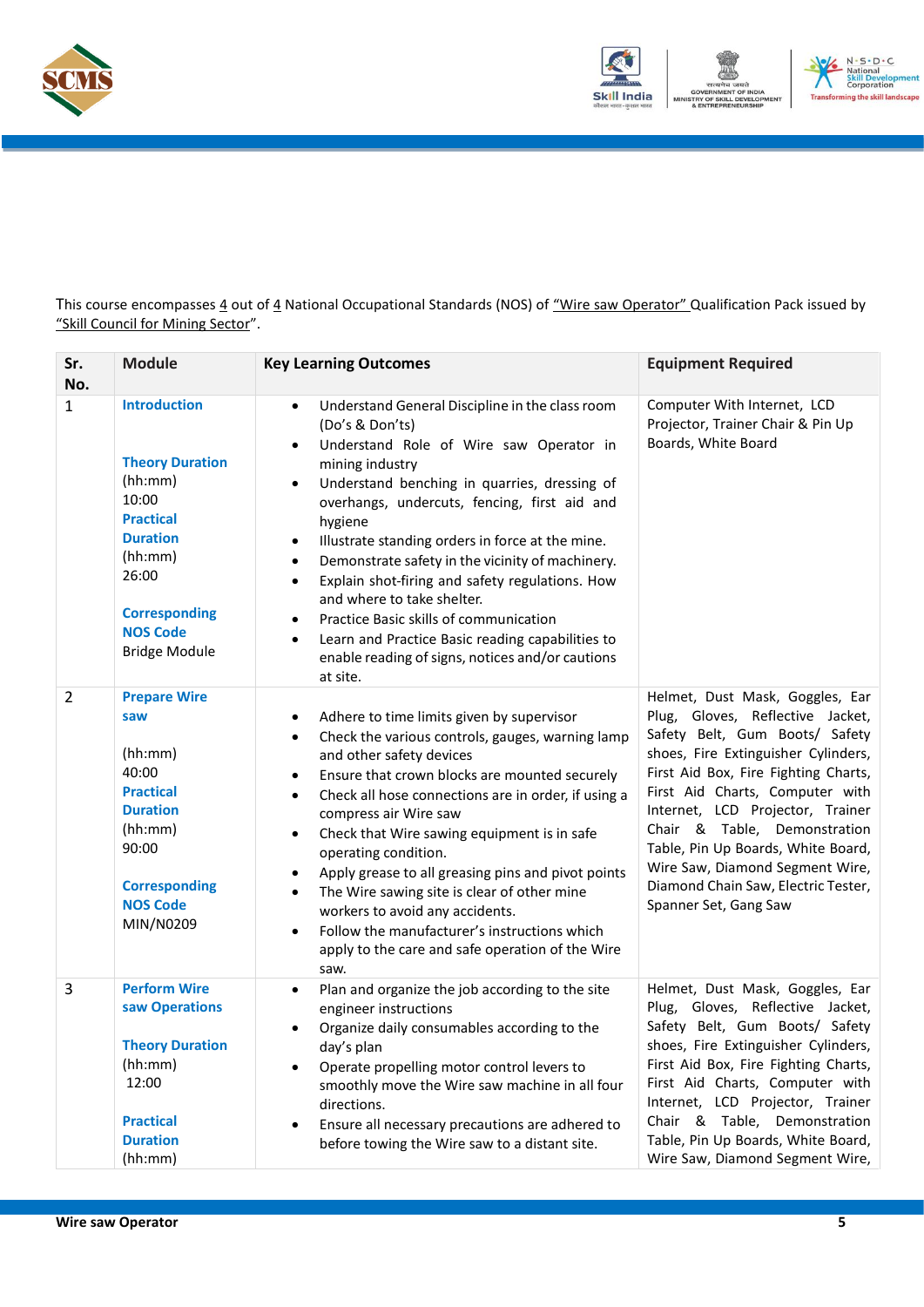This course encompasses 4 out of 4 National Occupational Standards (NOS) of "Wire saw Operator" Qualification Pack issued by "Skill Council for Mining Sector".

| Sr. No. | Module | Key Learning Outcomes | Equipment Required |
|---|---|---|---|
| 1 | **Introduction**<br><br>**Theory Duration** (hh:mm)<br>10:00<br>**Practical Duration** (hh:mm)<br>26:00<br><br>**Corresponding NOS Code**<br>Bridge Module | • Understand General Discipline in the class room (Do's & Don'ts)<br>• Understand Role of Wire saw Operator in mining industry<br>• Understand benching in quarries, dressing of overhangs, undercuts, fencing, first aid and hygiene<br>• Illustrate standing orders in force at the mine.<br>• Demonstrate safety in the vicinity of machinery.<br>• Explain shot-firing and safety regulations. How and where to take shelter.<br>• Practice Basic skills of communication<br>• Learn and Practice Basic reading capabilities to enable reading of signs, notices and/or cautions at site. | Computer With Internet, LCD Projector, Trainer Chair & Pin Up Boards, White Board |
| 2 | **Prepare Wire saw**<br><br>(hh:mm)<br>40:00<br>**Practical Duration** (hh:mm)<br>90:00<br><br>**Corresponding NOS Code**<br>MIN/N0209 | • Adhere to time limits given by supervisor<br>• Check the various controls, gauges, warning lamp and other safety devices<br>• Ensure that crown blocks are mounted securely<br>• Check all hose connections are in order, if using a compress air Wire saw<br>• Check that Wire sawing equipment is in safe operating condition.<br>• Apply grease to all greasing pins and pivot points<br>• The Wire sawing site is clear of other mine workers to avoid any accidents.<br>• Follow the manufacturer's instructions which apply to the care and safe operation of the Wire saw. | Helmet, Dust Mask, Goggles, Ear Plug, Gloves, Reflective Jacket, Safety Belt, Gum Boots/ Safety shoes, Fire Extinguisher Cylinders, First Aid Box, Fire Fighting Charts, First Aid Charts, Computer with Internet, LCD Projector, Trainer Chair & Table, Demonstration Table, Pin Up Boards, White Board, Wire Saw, Diamond Segment Wire, Diamond Chain Saw, Electric Tester, Spanner Set, Gang Saw |
| 3 | **Perform Wire saw Operations**<br><br>**Theory Duration** (hh:mm)<br>12:00<br><br>**Practical Duration** (hh:mm) | • Plan and organize the job according to the site engineer instructions<br>• Organize daily consumables according to the day's plan<br>• Operate propelling motor control levers to smoothly move the Wire saw machine in all four directions.<br>• Ensure all necessary precautions are adhered to before towing the Wire saw to a distant site. | Helmet, Dust Mask, Goggles, Ear Plug, Gloves, Reflective Jacket, Safety Belt, Gum Boots/ Safety shoes, Fire Extinguisher Cylinders, First Aid Box, Fire Fighting Charts, First Aid Charts, Computer with Internet, LCD Projector, Trainer Chair & Table, Demonstration Table, Pin Up Boards, White Board, Wire Saw, Diamond Segment Wire, |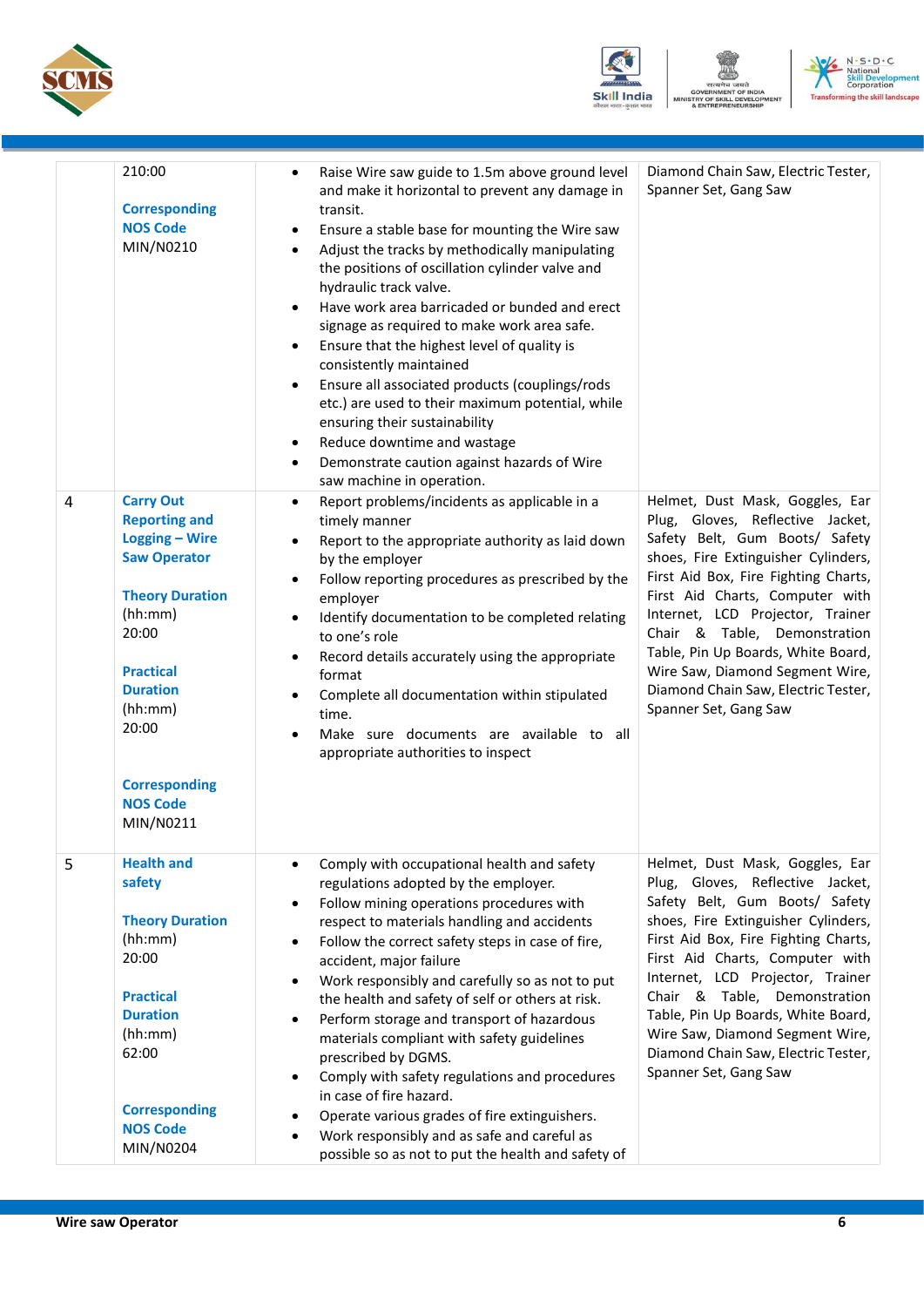| | | | |
|---|---|---|---|
| | 210:00<br><br>**Corresponding NOS Code**<br>MIN/N0210 | • Raise Wire saw guide to 1.5m above ground level and make it horizontal to prevent any damage in transit.<br>• Ensure a stable base for mounting the Wire saw<br>• Adjust the tracks by methodically manipulating the positions of oscillation cylinder valve and hydraulic track valve.<br>• Have work area barricaded or bunded and erect signage as required to make work area safe.<br>• Ensure that the highest level of quality is consistently maintained<br>• Ensure all associated products (couplings/rods etc.) are used to their maximum potential, while ensuring their sustainability<br>• Reduce downtime and wastage<br>• Demonstrate caution against hazards of Wire saw machine in operation. | Diamond Chain Saw, Electric Tester, Spanner Set, Gang Saw |
| 4 | **Carry Out Reporting and Logging – Wire Saw Operator**<br><br>**Theory Duration** (hh:mm)<br>20:00<br><br>**Practical Duration** (hh:mm)<br>20:00<br><br>**Corresponding NOS Code**<br>MIN/N0211 | • Report problems/incidents as applicable in a timely manner<br>• Report to the appropriate authority as laid down by the employer<br>• Follow reporting procedures as prescribed by the employer<br>• Identify documentation to be completed relating to one's role<br>• Record details accurately using the appropriate format<br>• Complete all documentation within stipulated time.<br>• Make sure documents are available to all appropriate authorities to inspect | Helmet, Dust Mask, Goggles, Ear Plug, Gloves, Reflective Jacket, Safety Belt, Gum Boots/ Safety shoes, Fire Extinguisher Cylinders, First Aid Box, Fire Fighting Charts, First Aid Charts, Computer with Internet, LCD Projector, Trainer Chair & Table, Demonstration Table, Pin Up Boards, White Board, Wire Saw, Diamond Segment Wire, Diamond Chain Saw, Electric Tester, Spanner Set, Gang Saw |
| 5 | **Health and safety**<br><br>**Theory Duration** (hh:mm)<br>20:00<br><br>**Practical Duration** (hh:mm)<br>62:00<br><br>**Corresponding NOS Code**<br>MIN/N0204 | • Comply with occupational health and safety regulations adopted by the employer.<br>• Follow mining operations procedures with respect to materials handling and accidents<br>• Follow the correct safety steps in case of fire, accident, major failure<br>• Work responsibly and carefully so as not to put the health and safety of self or others at risk.<br>• Perform storage and transport of hazardous materials compliant with safety guidelines prescribed by DGMS.<br>• Comply with safety regulations and procedures in case of fire hazard.<br>• Operate various grades of fire extinguishers.<br>• Work responsibly and as safe and careful as possible so as not to put the health and safety of | Helmet, Dust Mask, Goggles, Ear Plug, Gloves, Reflective Jacket, Safety Belt, Gum Boots/ Safety shoes, Fire Extinguisher Cylinders, First Aid Box, Fire Fighting Charts, First Aid Charts, Computer with Internet, LCD Projector, Trainer Chair & Table, Demonstration Table, Pin Up Boards, White Board, Wire Saw, Diamond Segment Wire, Diamond Chain Saw, Electric Tester, Spanner Set, Gang Saw |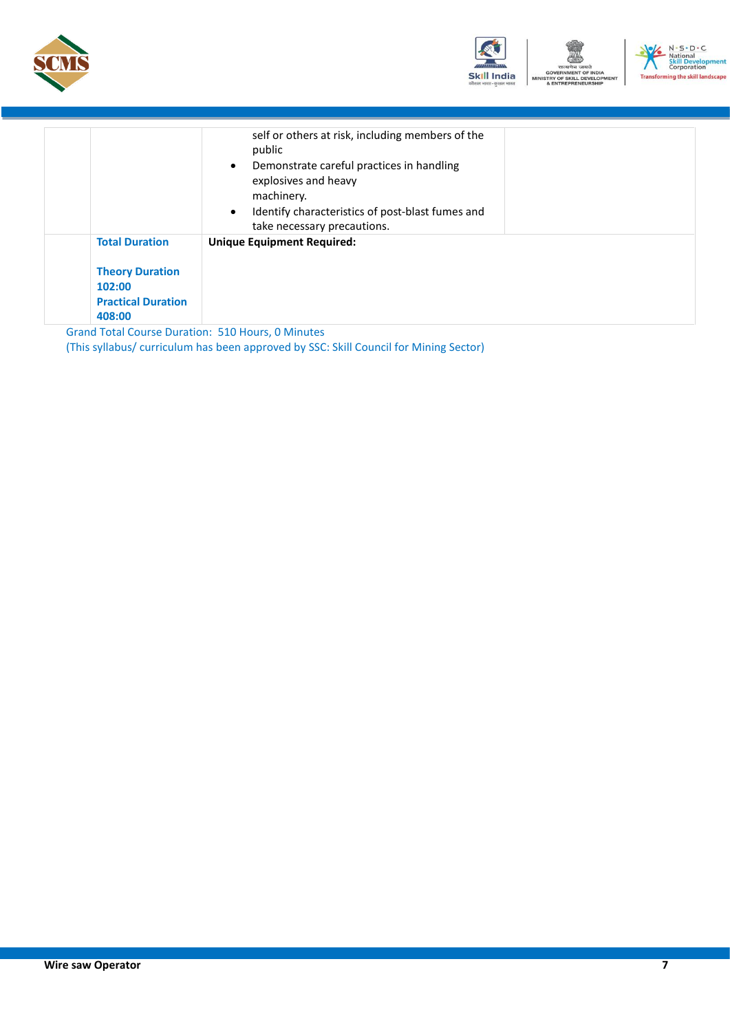| | | | |
|---|---|---|---|
| | | self or others at risk, including members of the public<br>• Demonstrate careful practices in handling explosives and heavy machinery.<br>• Identify characteristics of post-blast fumes and take necessary precautions. | |
| | **Total Duration**<br><br>**Theory Duration 102:00**<br>**Practical Duration 408:00** | **Unique Equipment Required:** | |

Grand Total Course Duration: 510 Hours, 0 Minutes

(This syllabus/ curriculum has been approved by SSC: Skill Council for Mining Sector)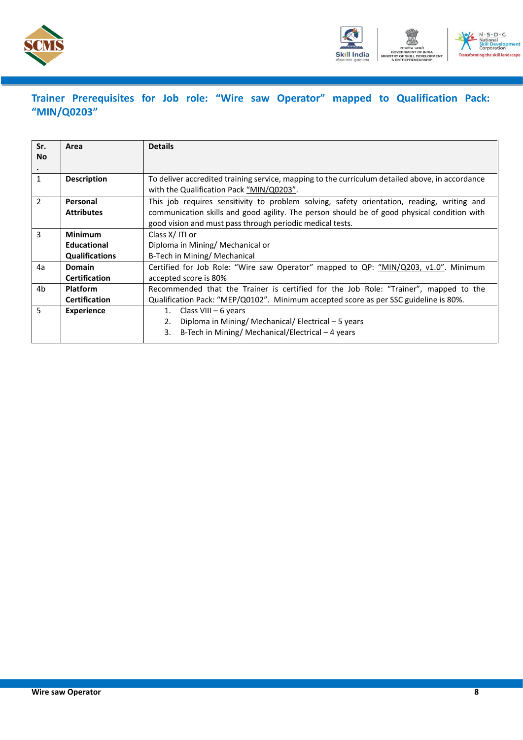## Trainer Prerequisites for Job role: "Wire saw Operator" mapped to Qualification Pack: "MIN/Q0203"

| Sr. No. | Area | Details |
|---|---|---|
| 1 | **Description** | To deliver accredited training service, mapping to the curriculum detailed above, in accordance with the Qualification Pack "MIN/Q0203". |
| 2 | **Personal Attributes** | This job requires sensitivity to problem solving, safety orientation, reading, writing and communication skills and good agility. The person should be of good physical condition with good vision and must pass through periodic medical tests. |
| 3 | **Minimum Educational Qualifications** | Class X/ ITI or<br>Diploma in Mining/ Mechanical or<br>B-Tech in Mining/ Mechanical |
| 4a | **Domain Certification** | Certified for Job Role: "Wire saw Operator" mapped to QP: "MIN/Q203, v1.0". Minimum accepted score is 80% |
| 4b | **Platform Certification** | Recommended that the Trainer is certified for the Job Role: "Trainer", mapped to the Qualification Pack: "MEP/Q0102". Minimum accepted score as per SSC guideline is 80%. |
| 5 | **Experience** | 1. Class VIII – 6 years<br>2. Diploma in Mining/ Mechanical/ Electrical – 5 years<br>3. B-Tech in Mining/ Mechanical/Electrical – 4 years |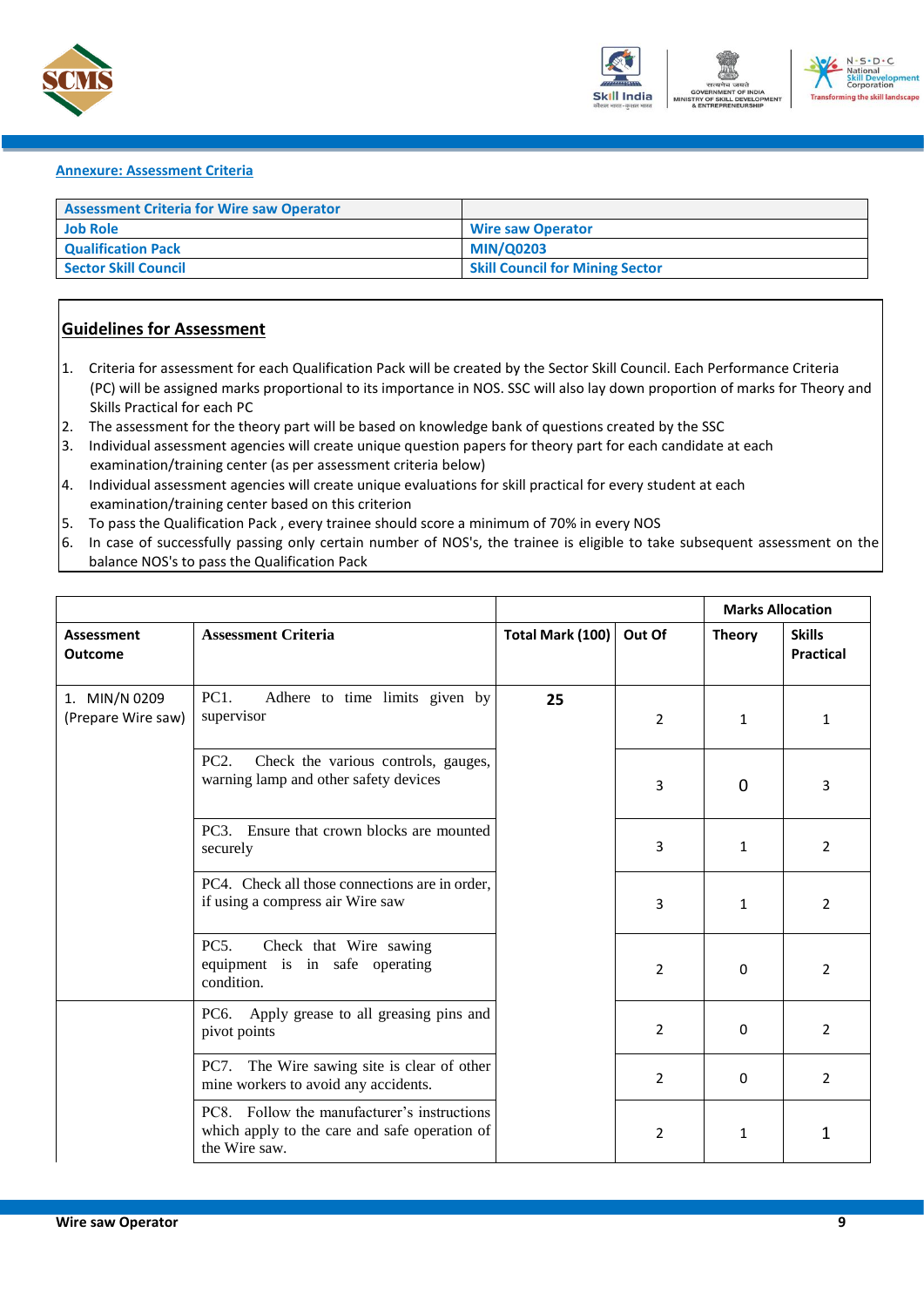## Annexure: Assessment Criteria

| Assessment Criteria for Wire saw Operator | |
|---|---|
| Job Role | Wire saw Operator |
| Qualification Pack | MIN/Q0203 |
| Sector Skill Council | Skill Council for Mining Sector |

### Guidelines for Assessment

1. Criteria for assessment for each Qualification Pack will be created by the Sector Skill Council. Each Performance Criteria (PC) will be assigned marks proportional to its importance in NOS. SSC will also lay down proportion of marks for Theory and Skills Practical for each PC
2. The assessment for the theory part will be based on knowledge bank of questions created by the SSC
3. Individual assessment agencies will create unique question papers for theory part for each candidate at each examination/training center (as per assessment criteria below)
4. Individual assessment agencies will create unique evaluations for skill practical for every student at each examination/training center based on this criterion
5. To pass the Qualification Pack , every trainee should score a minimum of 70% in every NOS
6. In case of successfully passing only certain number of NOS's, the trainee is eligible to take subsequent assessment on the balance NOS's to pass the Qualification Pack

| | | | | Marks Allocation | |
|---|---|---|---|---|---|
| **Assessment Outcome** | **Assessment Criteria** | **Total Mark (100)** | **Out Of** | **Theory** | **Skills Practical** |
| 1. MIN/N 0209 (Prepare Wire saw) | PC1. Adhere to time limits given by supervisor | 25 | 2 | 1 | 1 |
| | PC2. Check the various controls, gauges, warning lamp and other safety devices | | 3 | 0 | 3 |
| | PC3. Ensure that crown blocks are mounted securely | | 3 | 1 | 2 |
| | PC4. Check all those connections are in order, if using a compress air Wire saw | | 3 | 1 | 2 |
| | PC5. Check that Wire sawing equipment is in safe operating condition. | | 2 | 0 | 2 |
| | PC6. Apply grease to all greasing pins and pivot points | | 2 | 0 | 2 |
| | PC7. The Wire sawing site is clear of other mine workers to avoid any accidents. | | 2 | 0 | 2 |
| | PC8. Follow the manufacturer's instructions which apply to the care and safe operation of the Wire saw. | | 2 | 1 | 1 |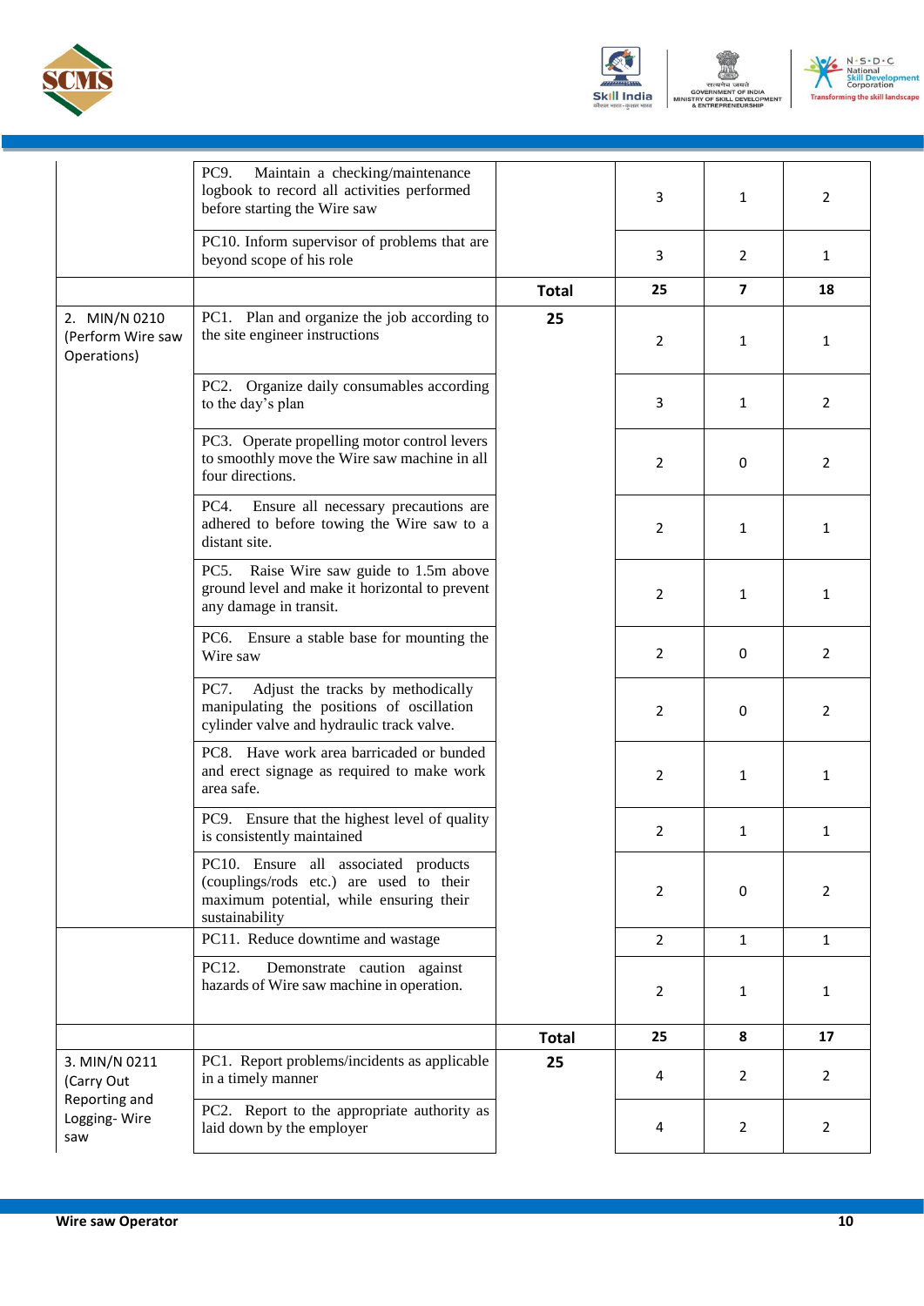| | | | | | |
|---|---|---|---|---|---|
| | PC9. Maintain a checking/maintenance logbook to record all activities performed before starting the Wire saw | | 3 | 1 | 2 |
| | PC10. Inform supervisor of problems that are beyond scope of his role | | 3 | 2 | 1 |
| | | **Total** | **25** | **7** | **18** |
| 2. MIN/N 0210 (Perform Wire saw Operations) | PC1. Plan and organize the job according to the site engineer instructions | **25** | 2 | 1 | 1 |
| | PC2. Organize daily consumables according to the day's plan | | 3 | 1 | 2 |
| | PC3. Operate propelling motor control levers to smoothly move the Wire saw machine in all four directions. | | 2 | 0 | 2 |
| | PC4. Ensure all necessary precautions are adhered to before towing the Wire saw to a distant site. | | 2 | 1 | 1 |
| | PC5. Raise Wire saw guide to 1.5m above ground level and make it horizontal to prevent any damage in transit. | | 2 | 1 | 1 |
| | PC6. Ensure a stable base for mounting the Wire saw | | 2 | 0 | 2 |
| | PC7. Adjust the tracks by methodically manipulating the positions of oscillation cylinder valve and hydraulic track valve. | | 2 | 0 | 2 |
| | PC8. Have work area barricaded or bunded and erect signage as required to make work area safe. | | 2 | 1 | 1 |
| | PC9. Ensure that the highest level of quality is consistently maintained | | 2 | 1 | 1 |
| | PC10. Ensure all associated products (couplings/rods etc.) are used to their maximum potential, while ensuring their sustainability | | 2 | 0 | 2 |
| | PC11. Reduce downtime and wastage | | 2 | 1 | 1 |
| | PC12. Demonstrate caution against hazards of Wire saw machine in operation. | | 2 | 1 | 1 |
| | | **Total** | **25** | **8** | **17** |
| 3. MIN/N 0211 (Carry Out Reporting and Logging- Wire saw | PC1. Report problems/incidents as applicable in a timely manner | **25** | 4 | 2 | 2 |
| | PC2. Report to the appropriate authority as laid down by the employer | | 4 | 2 | 2 |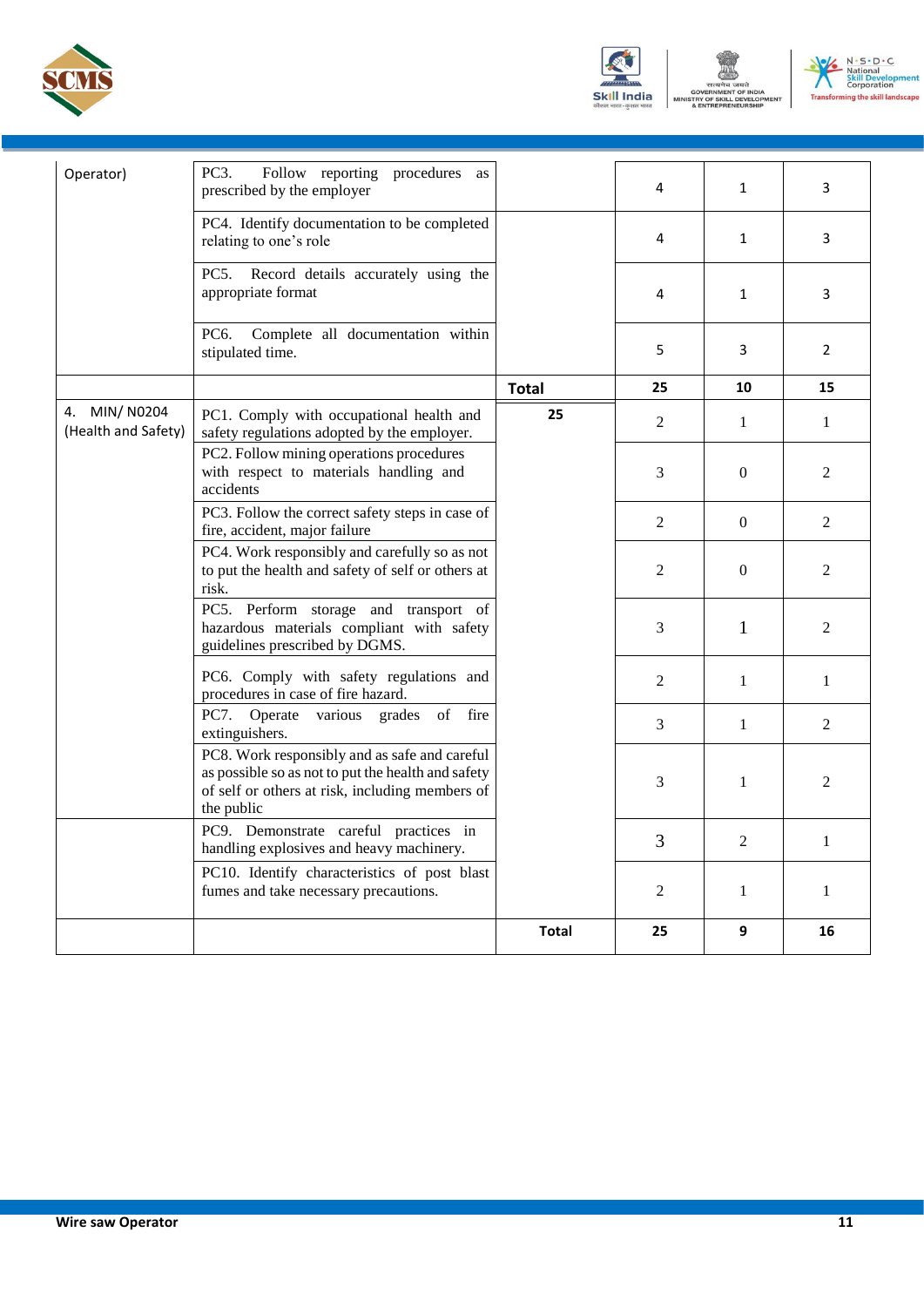| | | | | | |
|---|---|---|---|---|---|
| Operator) | PC3. Follow reporting procedures as prescribed by the employer | | 4 | 1 | 3 |
| | PC4. Identify documentation to be completed relating to one's role | | 4 | 1 | 3 |
| | PC5. Record details accurately using the appropriate format | | 4 | 1 | 3 |
| | PC6. Complete all documentation within stipulated time. | | 5 | 3 | 2 |
| | | **Total** | **25** | **10** | **15** |
| 4. MIN/ N0204 (Health and Safety) | PC1. Comply with occupational health and safety regulations adopted by the employer. | **25** | 2 | 1 | 1 |
| | PC2. Follow mining operations procedures with respect to materials handling and accidents | | 3 | 0 | 2 |
| | PC3. Follow the correct safety steps in case of fire, accident, major failure | | 2 | 0 | 2 |
| | PC4. Work responsibly and carefully so as not to put the health and safety of self or others at risk. | | 2 | 0 | 2 |
| | PC5. Perform storage and transport of hazardous materials compliant with safety guidelines prescribed by DGMS. | | 3 | 1 | 2 |
| | PC6. Comply with safety regulations and procedures in case of fire hazard. | | 2 | 1 | 1 |
| | PC7. Operate various grades of fire extinguishers. | | 3 | 1 | 2 |
| | PC8. Work responsibly and as safe and careful as possible so as not to put the health and safety of self or others at risk, including members of the public | | 3 | 1 | 2 |
| | PC9. Demonstrate careful practices in handling explosives and heavy machinery. | | 3 | 2 | 1 |
| | PC10. Identify characteristics of post blast fumes and take necessary precautions. | | 2 | 1 | 1 |
| | | **Total** | **25** | **9** | **16** |